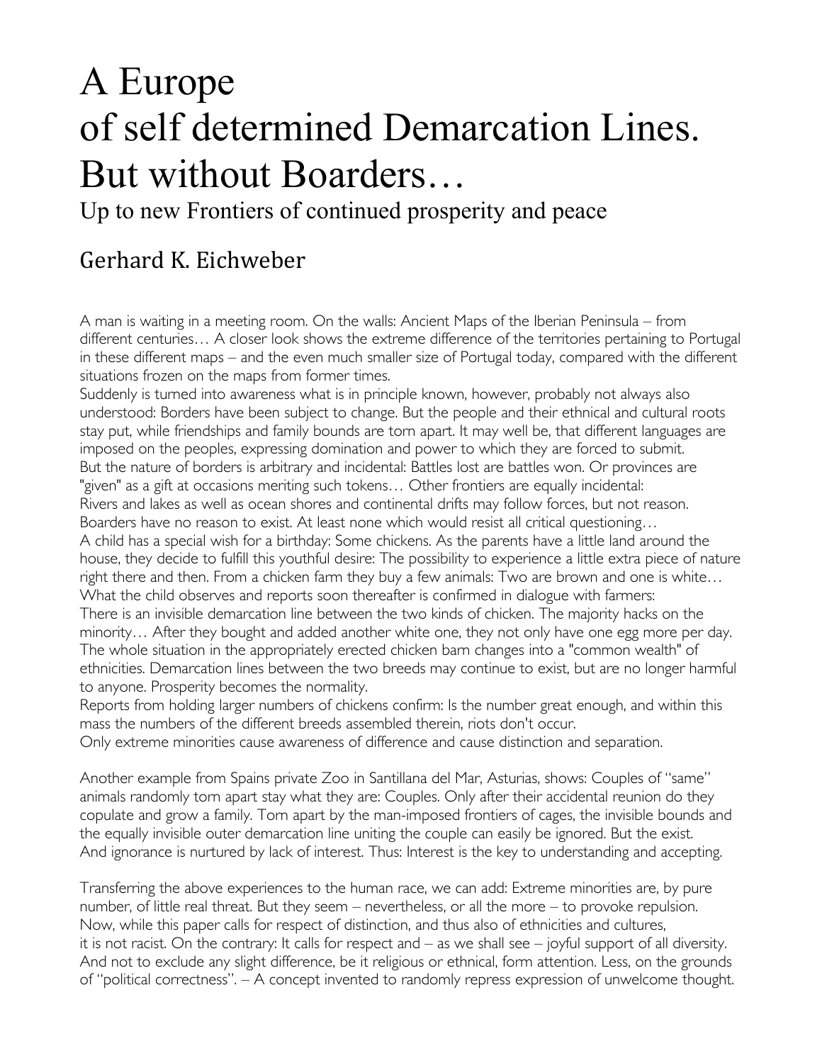# A Europe of self determined Demarcation Lines. But without Boarders…

## Up to new Frontiers of continued prosperity and peace

### Gerhard K. Eichweber

A man is waiting in a meeting room. On the walls: Ancient Maps of the Iberian Peninsula – from different centuries… A closer look shows the extreme difference of the territories pertaining to Portugal in these different maps – and the even much smaller size of Portugal today, compared with the different situations frozen on the maps from former times.
Suddenly is turned into awareness what is in principle known, however, probably not always also understood: Borders have been subject to change. But the people and their ethnical and cultural roots stay put, while friendships and family bounds are torn apart. It may well be, that different languages are imposed on the peoples, expressing domination and power to which they are forced to submit.
But the nature of borders is arbitrary and incidental: Battles lost are battles won. Or provinces are "given" as a gift at occasions meriting such tokens… Other frontiers are equally incidental:
Rivers and lakes as well as ocean shores and continental drifts may follow forces, but not reason.
Boarders have no reason to exist. At least none which would resist all critical questioning…
A child has a special wish for a birthday: Some chickens. As the parents have a little land around the house, they decide to fulfill this youthful desire: The possibility to experience a little extra piece of nature right there and then. From a chicken farm they buy a few animals: Two are brown and one is white…
What the child observes and reports soon thereafter is confirmed in dialogue with farmers:
There is an invisible demarcation line between the two kinds of chicken. The majority hacks on the minority… After they bought and added another white one, they not only have one egg more per day.
The whole situation in the appropriately erected chicken barn changes into a "common wealth" of ethnicities. Demarcation lines between the two breeds may continue to exist, but are no longer harmful to anyone. Prosperity becomes the normality.
Reports from holding larger numbers of chickens confirm: Is the number great enough, and within this mass the numbers of the different breeds assembled therein, riots don't occur.
Only extreme minorities cause awareness of difference and cause distinction and separation.

Another example from Spains private Zoo in Santillana del Mar, Asturias, shows: Couples of "same" animals randomly torn apart stay what they are: Couples. Only after their accidental reunion do they copulate and grow a family. Torn apart by the man-imposed frontiers of cages, the invisible bounds and the equally invisible outer demarcation line uniting the couple can easily be ignored. But the exist.
And ignorance is nurtured by lack of interest. Thus: Interest is the key to understanding and accepting.

Transferring the above experiences to the human race, we can add: Extreme minorities are, by pure number, of little real threat. But they seem – nevertheless, or all the more – to provoke repulsion.
Now, while this paper calls for respect of distinction, and thus also of ethnicities and cultures, it is not racist. On the contrary: It calls for respect and – as we shall see – joyful support of all diversity.
And not to exclude any slight difference, be it religious or ethnical, form attention. Less, on the grounds of "political correctness". – A concept invented to randomly repress expression of unwelcome thought.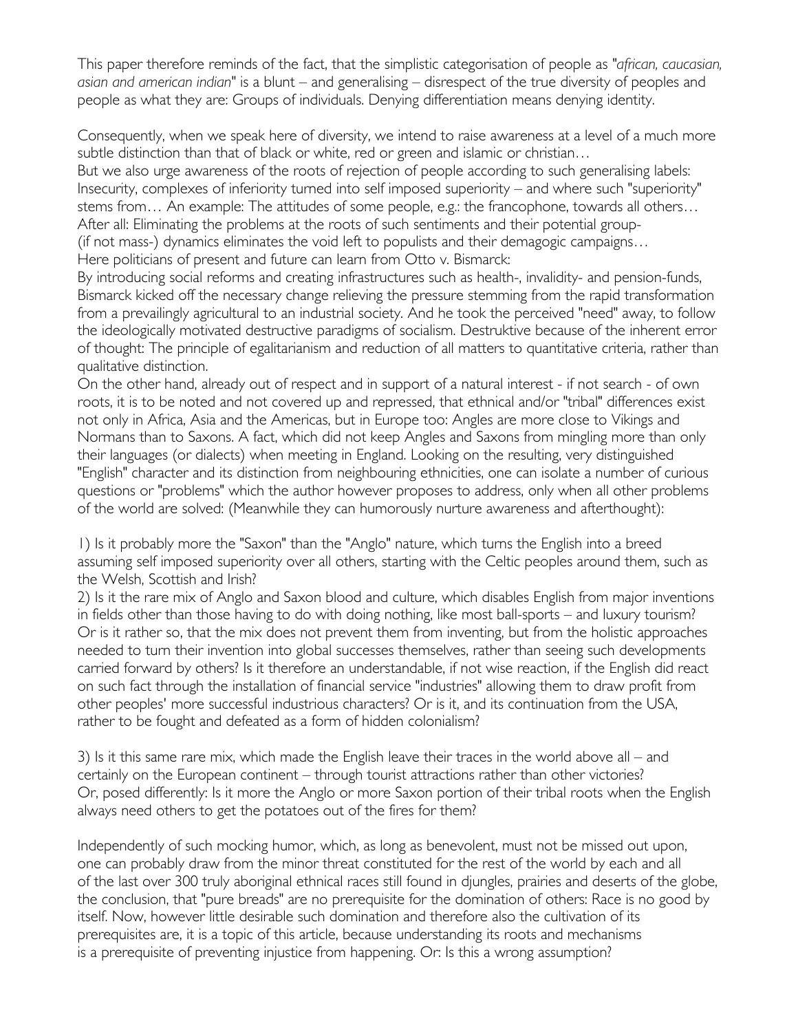This paper therefore reminds of the fact, that the simplistic categorisation of people as "*african, caucasian, asian and american indian*" is a blunt – and generalising – disrespect of the true diversity of peoples and people as what they are: Groups of individuals. Denying differentiation means denying identity.

Consequently, when we speak here of diversity, we intend to raise awareness at a level of a much more subtle distinction than that of black or white, red or green and islamic or christian…
But we also urge awareness of the roots of rejection of people according to such generalising labels: Insecurity, complexes of inferiority turned into self imposed superiority – and where such "superiority" stems from… An example: The attitudes of some people, e.g.: the francophone, towards all others…
After all: Eliminating the problems at the roots of such sentiments and their potential group-
(if not mass-) dynamics eliminates the void left to populists and their demagogic campaigns…
Here politicians of present and future can learn from Otto v. Bismarck:
By introducing social reforms and creating infrastructures such as health-, invalidity- and pension-funds, Bismarck kicked off the necessary change relieving the pressure stemming from the rapid transformation from a prevailingly agricultural to an industrial society. And he took the perceived "need" away, to follow the ideologically motivated destructive paradigms of socialism. Destruktive because of the inherent error of thought: The principle of egalitarianism and reduction of all matters to quantitative criteria, rather than qualitative distinction.
On the other hand, already out of respect and in support of a natural interest - if not search - of own roots, it is to be noted and not covered up and repressed, that ethnical and/or "tribal" differences exist not only in Africa, Asia and the Americas, but in Europe too: Angles are more close to Vikings and Normans than to Saxons. A fact, which did not keep Angles and Saxons from mingling more than only their languages (or dialects) when meeting in England. Looking on the resulting, very distinguished "English" character and its distinction from neighbouring ethnicities, one can isolate a number of curious questions or "problems" which the author however proposes to address, only when all other problems of the world are solved: (Meanwhile they can humorously nurture awareness and afterthought):

1) Is it probably more the "Saxon" than the "Anglo" nature, which turns the English into a breed assuming self imposed superiority over all others, starting with the Celtic peoples around them, such as the Welsh, Scottish and Irish?
2) Is it the rare mix of Anglo and Saxon blood and culture, which disables English from major inventions in fields other than those having to do with doing nothing, like most ball-sports – and luxury tourism? Or is it rather so, that the mix does not prevent them from inventing, but from the holistic approaches needed to turn their invention into global successes themselves, rather than seeing such developments carried forward by others? Is it therefore an understandable, if not wise reaction, if the English did react on such fact through the installation of financial service "industries" allowing them to draw profit from other peoples' more successful industrious characters? Or is it, and its continuation from the USA, rather to be fought and defeated as a form of hidden colonialism?

3) Is it this same rare mix, which made the English leave their traces in the world above all – and certainly on the European continent – through tourist attractions rather than other victories?
Or, posed differently: Is it more the Anglo or more Saxon portion of their tribal roots when the English always need others to get the potatoes out of the fires for them?

Independently of such mocking humor, which, as long as benevolent, must not be missed out upon, one can probably draw from the minor threat constituted for the rest of the world by each and all of the last over 300 truly aboriginal ethnical races still found in djungles, prairies and deserts of the globe, the conclusion, that "pure breads" are no prerequisite for the domination of others: Race is no good by itself. Now, however little desirable such domination and therefore also the cultivation of its prerequisites are, it is a topic of this article, because understanding its roots and mechanisms is a prerequisite of preventing injustice from happening. Or: Is this a wrong assumption?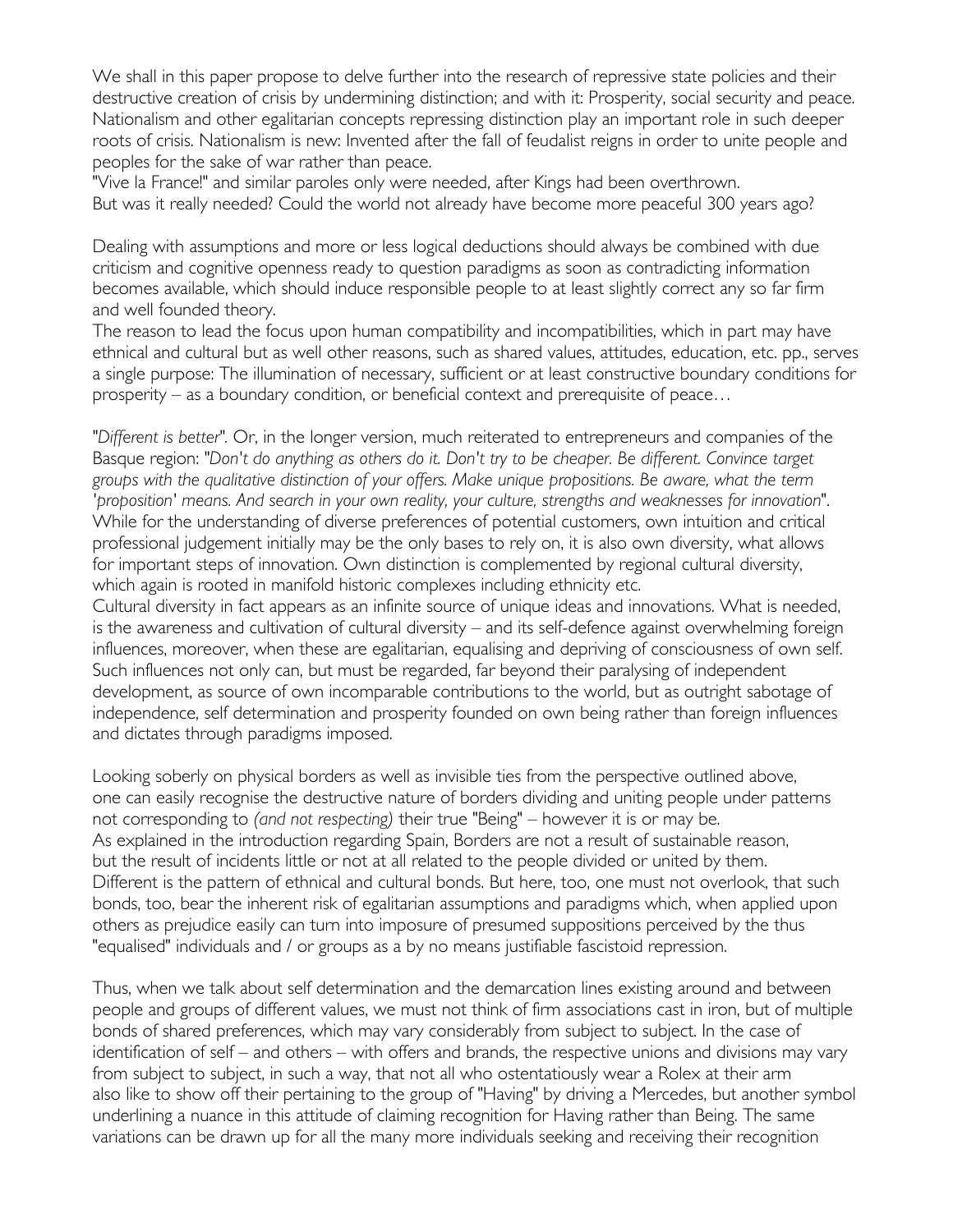We shall in this paper propose to delve further into the research of repressive state policies and their destructive creation of crisis by undermining distinction; and with it: Prosperity, social security and peace. Nationalism and other egalitarian concepts repressing distinction play an important role in such deeper roots of crisis. Nationalism is new: Invented after the fall of feudalist reigns in order to unite people and peoples for the sake of war rather than peace.
"Vive la France!" and similar paroles only were needed, after Kings had been overthrown.
But was it really needed? Could the world not already have become more peaceful 300 years ago?

Dealing with assumptions and more or less logical deductions should always be combined with due criticism and cognitive openness ready to question paradigms as soon as contradicting information becomes available, which should induce responsible people to at least slightly correct any so far firm and well founded theory.
The reason to lead the focus upon human compatibility and incompatibilities, which in part may have ethnical and cultural but as well other reasons, such as shared values, attitudes, education, etc. pp., serves a single purpose: The illumination of necessary, sufficient or at least constructive boundary conditions for prosperity – as a boundary condition, or beneficial context and prerequisite of peace…

"*Different is better*". Or, in the longer version, much reiterated to entrepreneurs and companies of the Basque region: "*Don't do anything as others do it. Don't try to be cheaper. Be different. Convince target groups with the qualitative distinction of your offers. Make unique propositions. Be aware, what the term 'proposition' means. And search in your own reality, your culture, strengths and weaknesses for innovation*".
While for the understanding of diverse preferences of potential customers, own intuition and critical professional judgement initially may be the only bases to rely on, it is also own diversity, what allows for important steps of innovation. Own distinction is complemented by regional cultural diversity, which again is rooted in manifold historic complexes including ethnicity etc.
Cultural diversity in fact appears as an infinite source of unique ideas and innovations. What is needed, is the awareness and cultivation of cultural diversity – and its self-defence against overwhelming foreign influences, moreover, when these are egalitarian, equalising and depriving of consciousness of own self. Such influences not only can, but must be regarded, far beyond their paralysing of independent development, as source of own incomparable contributions to the world, but as outright sabotage of independence, self determination and prosperity founded on own being rather than foreign influences and dictates through paradigms imposed.

Looking soberly on physical borders as well as invisible ties from the perspective outlined above, one can easily recognise the destructive nature of borders dividing and uniting people under patterns not corresponding to *(and not respecting)* their true "Being" – however it is or may be.
As explained in the introduction regarding Spain, Borders are not a result of sustainable reason, but the result of incidents little or not at all related to the people divided or united by them.
Different is the pattern of ethnical and cultural bonds. But here, too, one must not overlook, that such bonds, too, bear the inherent risk of egalitarian assumptions and paradigms which, when applied upon others as prejudice easily can turn into imposure of presumed suppositions perceived by the thus "equalised" individuals and / or groups as a by no means justifiable fascistoid repression.

Thus, when we talk about self determination and the demarcation lines existing around and between people and groups of different values, we must not think of firm associations cast in iron, but of multiple bonds of shared preferences, which may vary considerably from subject to subject. In the case of identification of self – and others – with offers and brands, the respective unions and divisions may vary from subject to subject, in such a way, that not all who ostentatiously wear a Rolex at their arm also like to show off their pertaining to the group of "Having" by driving a Mercedes, but another symbol underlining a nuance in this attitude of claiming recognition for Having rather than Being. The same variations can be drawn up for all the many more individuals seeking and receiving their recognition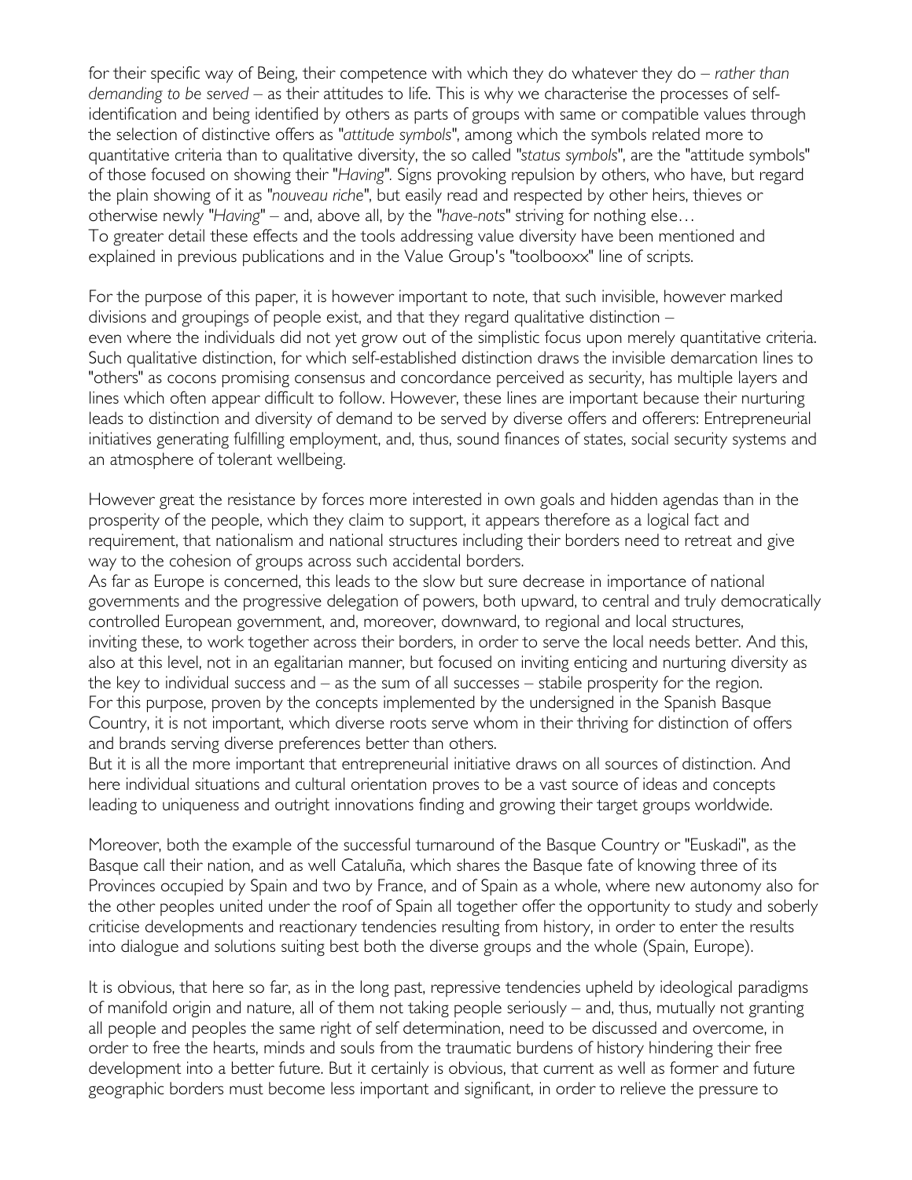for their specific way of Being, their competence with which they do whatever they do – *rather than demanding to be served* – as their attitudes to life. This is why we characterise the processes of self-identification and being identified by others as parts of groups with same or compatible values through the selection of distinctive offers as "*attitude symbols*", among which the symbols related more to quantitative criteria than to qualitative diversity, the so called "*status symbols*", are the "attitude symbols" of those focused on showing their "*Having*". Signs provoking repulsion by others, who have, but regard the plain showing of it as "*nouveau riche*", but easily read and respected by other heirs, thieves or otherwise newly "*Having*" – and, above all, by the "*have-nots*" striving for nothing else…
To greater detail these effects and the tools addressing value diversity have been mentioned and explained in previous publications and in the Value Group's "toolbooxx" line of scripts.

For the purpose of this paper, it is however important to note, that such invisible, however marked divisions and groupings of people exist, and that they regard qualitative distinction –
even where the individuals did not yet grow out of the simplistic focus upon merely quantitative criteria. Such qualitative distinction, for which self-established distinction draws the invisible demarcation lines to "others" as cocons promising consensus and concordance perceived as security, has multiple layers and lines which often appear difficult to follow. However, these lines are important because their nurturing leads to distinction and diversity of demand to be served by diverse offers and offerers: Entrepreneurial initiatives generating fulfilling employment, and, thus, sound finances of states, social security systems and an atmosphere of tolerant wellbeing.

However great the resistance by forces more interested in own goals and hidden agendas than in the prosperity of the people, which they claim to support, it appears therefore as a logical fact and requirement, that nationalism and national structures including their borders need to retreat and give way to the cohesion of groups across such accidental borders.
As far as Europe is concerned, this leads to the slow but sure decrease in importance of national governments and the progressive delegation of powers, both upward, to central and truly democratically controlled European government, and, moreover, downward, to regional and local structures, inviting these, to work together across their borders, in order to serve the local needs better. And this, also at this level, not in an egalitarian manner, but focused on inviting enticing and nurturing diversity as the key to individual success and – as the sum of all successes – stabile prosperity for the region.
For this purpose, proven by the concepts implemented by the undersigned in the Spanish Basque Country, it is not important, which diverse roots serve whom in their thriving for distinction of offers and brands serving diverse preferences better than others.
But it is all the more important that entrepreneurial initiative draws on all sources of distinction. And here individual situations and cultural orientation proves to be a vast source of ideas and concepts leading to uniqueness and outright innovations finding and growing their target groups worldwide.

Moreover, both the example of the successful turnaround of the Basque Country or "Euskadi", as the Basque call their nation, and as well Cataluña, which shares the Basque fate of knowing three of its Provinces occupied by Spain and two by France, and of Spain as a whole, where new autonomy also for the other peoples united under the roof of Spain all together offer the opportunity to study and soberly criticise developments and reactionary tendencies resulting from history, in order to enter the results into dialogue and solutions suiting best both the diverse groups and the whole (Spain, Europe).

It is obvious, that here so far, as in the long past, repressive tendencies upheld by ideological paradigms of manifold origin and nature, all of them not taking people seriously – and, thus, mutually not granting all people and peoples the same right of self determination, need to be discussed and overcome, in order to free the hearts, minds and souls from the traumatic burdens of history hindering their free development into a better future. But it certainly is obvious, that current as well as former and future geographic borders must become less important and significant, in order to relieve the pressure to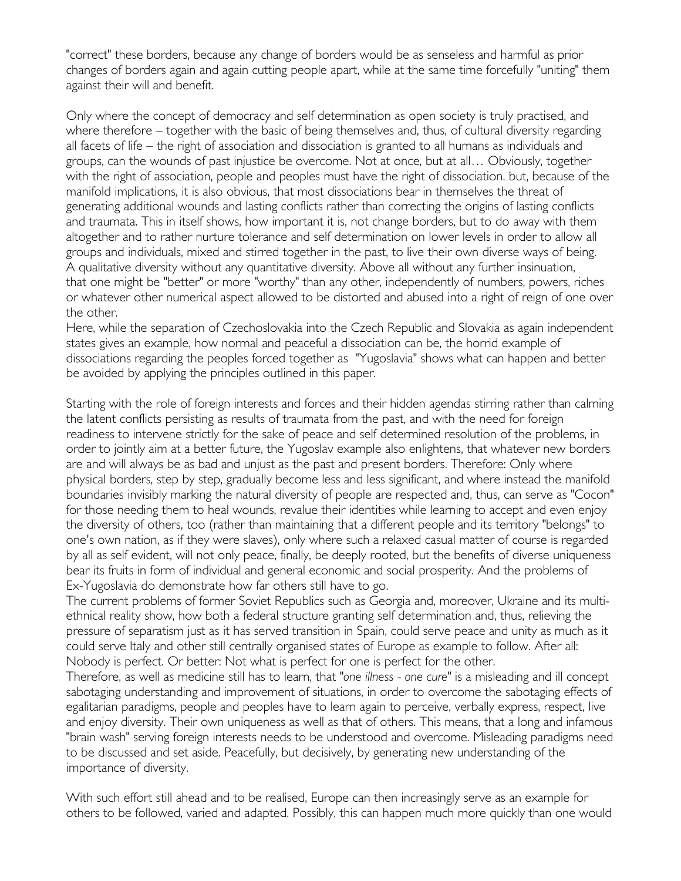"correct" these borders, because any change of borders would be as senseless and harmful as prior changes of borders again and again cutting people apart, while at the same time forcefully "uniting" them against their will and benefit.

Only where the concept of democracy and self determination as open society is truly practised, and where therefore – together with the basic of being themselves and, thus, of cultural diversity regarding all facets of life – the right of association and dissociation is granted to all humans as individuals and groups, can the wounds of past injustice be overcome. Not at once, but at all… Obviously, together with the right of association, people and peoples must have the right of dissociation. but, because of the manifold implications, it is also obvious, that most dissociations bear in themselves the threat of generating additional wounds and lasting conflicts rather than correcting the origins of lasting conflicts and traumata. This in itself shows, how important it is, not change borders, but to do away with them altogether and to rather nurture tolerance and self determination on lower levels in order to allow all groups and individuals, mixed and stirred together in the past, to live their own diverse ways of being. A qualitative diversity without any quantitative diversity. Above all without any further insinuation, that one might be "better" or more "worthy" than any other, independently of numbers, powers, riches or whatever other numerical aspect allowed to be distorted and abused into a right of reign of one over the other.

Here, while the separation of Czechoslovakia into the Czech Republic and Slovakia as again independent states gives an example, how normal and peaceful a dissociation can be, the horrid example of dissociations regarding the peoples forced together as "Yugoslavia" shows what can happen and better be avoided by applying the principles outlined in this paper.

Starting with the role of foreign interests and forces and their hidden agendas stirring rather than calming the latent conflicts persisting as results of traumata from the past, and with the need for foreign readiness to intervene strictly for the sake of peace and self determined resolution of the problems, in order to jointly aim at a better future, the Yugoslav example also enlightens, that whatever new borders are and will always be as bad and unjust as the past and present borders. Therefore: Only where physical borders, step by step, gradually become less and less significant, and where instead the manifold boundaries invisibly marking the natural diversity of people are respected and, thus, can serve as "Cocon" for those needing them to heal wounds, revalue their identities while learning to accept and even enjoy the diversity of others, too (rather than maintaining that a different people and its territory "belongs" to one's own nation, as if they were slaves), only where such a relaxed casual matter of course is regarded by all as self evident, will not only peace, finally, be deeply rooted, but the benefits of diverse uniqueness bear its fruits in form of individual and general economic and social prosperity. And the problems of Ex-Yugoslavia do demonstrate how far others still have to go.

The current problems of former Soviet Republics such as Georgia and, moreover, Ukraine and its multi-ethnical reality show, how both a federal structure granting self determination and, thus, relieving the pressure of separatism just as it has served transition in Spain, could serve peace and unity as much as it could serve Italy and other still centrally organised states of Europe as example to follow. After all: Nobody is perfect. Or better: Not what is perfect for one is perfect for the other.

Therefore, as well as medicine still has to learn, that "*one illness - one cure*" is a misleading and ill concept sabotaging understanding and improvement of situations, in order to overcome the sabotaging effects of egalitarian paradigms, people and peoples have to learn again to perceive, verbally express, respect, live and enjoy diversity. Their own uniqueness as well as that of others. This means, that a long and infamous "brain wash" serving foreign interests needs to be understood and overcome. Misleading paradigms need to be discussed and set aside. Peacefully, but decisively, by generating new understanding of the importance of diversity.

With such effort still ahead and to be realised, Europe can then increasingly serve as an example for others to be followed, varied and adapted. Possibly, this can happen much more quickly than one would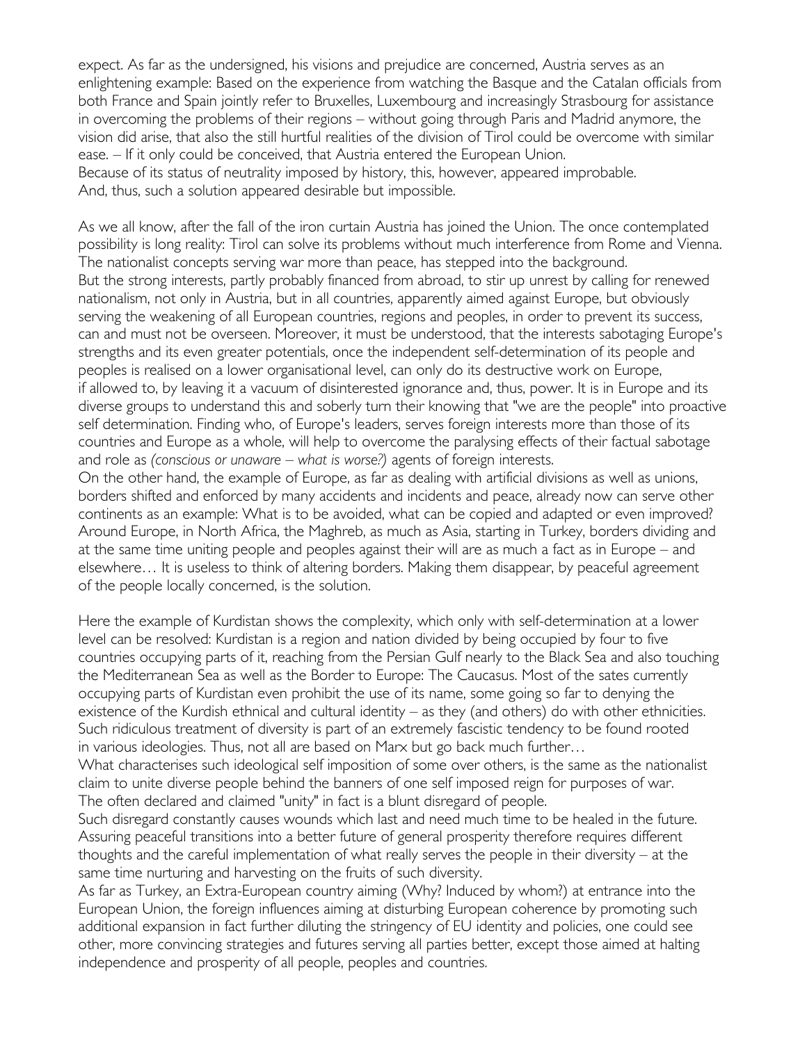expect. As far as the undersigned, his visions and prejudice are concerned, Austria serves as an enlightening example: Based on the experience from watching the Basque and the Catalan officials from both France and Spain jointly refer to Bruxelles, Luxembourg and increasingly Strasbourg for assistance in overcoming the problems of their regions – without going through Paris and Madrid anymore, the vision did arise, that also the still hurtful realities of the division of Tirol could be overcome with similar ease. – If it only could be conceived, that Austria entered the European Union.
Because of its status of neutrality imposed by history, this, however, appeared improbable.
And, thus, such a solution appeared desirable but impossible.

As we all know, after the fall of the iron curtain Austria has joined the Union. The once contemplated possibility is long reality: Tirol can solve its problems without much interference from Rome and Vienna. The nationalist concepts serving war more than peace, has stepped into the background.
But the strong interests, partly probably financed from abroad, to stir up unrest by calling for renewed nationalism, not only in Austria, but in all countries, apparently aimed against Europe, but obviously serving the weakening of all European countries, regions and peoples, in order to prevent its success, can and must not be overseen. Moreover, it must be understood, that the interests sabotaging Europe's strengths and its even greater potentials, once the independent self-determination of its people and peoples is realised on a lower organisational level, can only do its destructive work on Europe, if allowed to, by leaving it a vacuum of disinterested ignorance and, thus, power. It is in Europe and its diverse groups to understand this and soberly turn their knowing that "we are the people" into proactive self determination. Finding who, of Europe's leaders, serves foreign interests more than those of its countries and Europe as a whole, will help to overcome the paralysing effects of their factual sabotage and role as *(conscious or unaware – what is worse?)* agents of foreign interests.
On the other hand, the example of Europe, as far as dealing with artificial divisions as well as unions, borders shifted and enforced by many accidents and incidents and peace, already now can serve other continents as an example: What is to be avoided, what can be copied and adapted or even improved? Around Europe, in North Africa, the Maghreb, as much as Asia, starting in Turkey, borders dividing and at the same time uniting people and peoples against their will are as much a fact as in Europe – and elsewhere… It is useless to think of altering borders. Making them disappear, by peaceful agreement of the people locally concerned, is the solution.

Here the example of Kurdistan shows the complexity, which only with self-determination at a lower level can be resolved: Kurdistan is a region and nation divided by being occupied by four to five countries occupying parts of it, reaching from the Persian Gulf nearly to the Black Sea and also touching the Mediterranean Sea as well as the Border to Europe: The Caucasus. Most of the sates currently occupying parts of Kurdistan even prohibit the use of its name, some going so far to denying the existence of the Kurdish ethnical and cultural identity – as they (and others) do with other ethnicities. Such ridiculous treatment of diversity is part of an extremely fascistic tendency to be found rooted in various ideologies. Thus, not all are based on Marx but go back much further…
What characterises such ideological self imposition of some over others, is the same as the nationalist claim to unite diverse people behind the banners of one self imposed reign for purposes of war.
The often declared and claimed "unity" in fact is a blunt disregard of people.
Such disregard constantly causes wounds which last and need much time to be healed in the future.
Assuring peaceful transitions into a better future of general prosperity therefore requires different thoughts and the careful implementation of what really serves the people in their diversity – at the same time nurturing and harvesting on the fruits of such diversity.
As far as Turkey, an Extra-European country aiming (Why? Induced by whom?) at entrance into the European Union, the foreign influences aiming at disturbing European coherence by promoting such additional expansion in fact further diluting the stringency of EU identity and policies, one could see other, more convincing strategies and futures serving all parties better, except those aimed at halting independence and prosperity of all people, peoples and countries.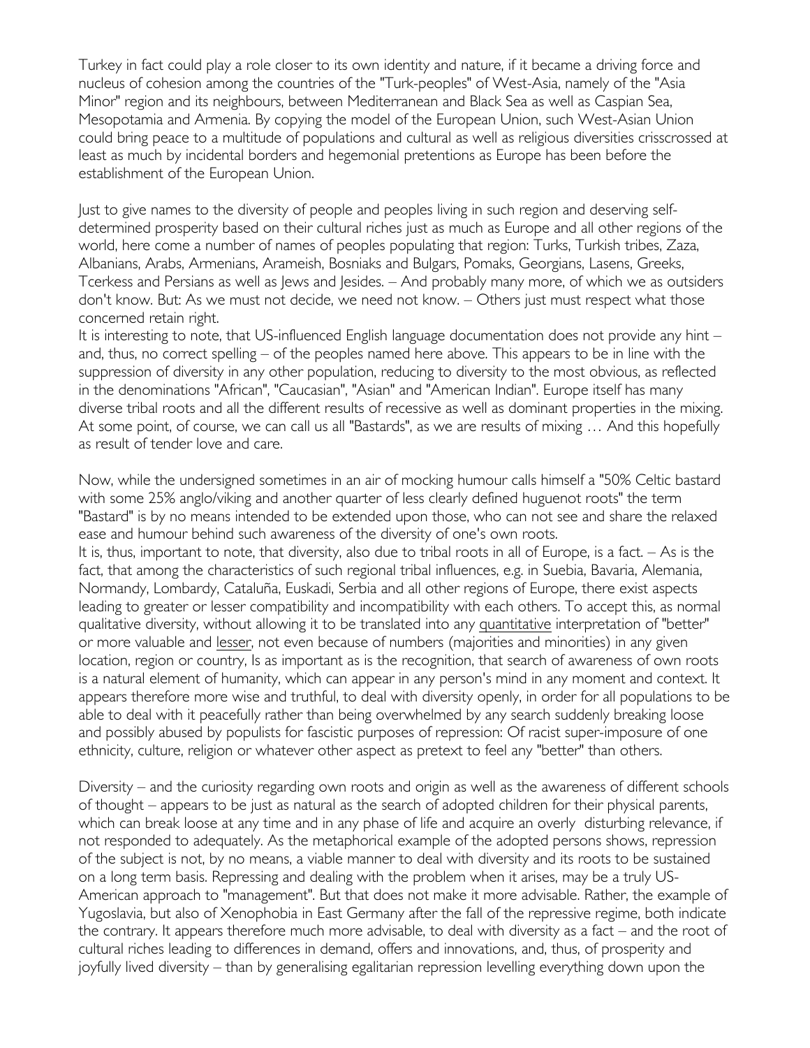Turkey in fact could play a role closer to its own identity and nature, if it became a driving force and nucleus of cohesion among the countries of the "Turk-peoples" of West-Asia, namely of the "Asia Minor" region and its neighbours, between Mediterranean and Black Sea as well as Caspian Sea, Mesopotamia and Armenia. By copying the model of the European Union, such West-Asian Union could bring peace to a multitude of populations and cultural as well as religious diversities crisscrossed at least as much by incidental borders and hegemonial pretentions as Europe has been before the establishment of the European Union.

Just to give names to the diversity of people and peoples living in such region and deserving self-determined prosperity based on their cultural riches just as much as Europe and all other regions of the world, here come a number of names of peoples populating that region: Turks, Turkish tribes, Zaza, Albanians, Arabs, Armenians, Arameish, Bosniaks and Bulgars, Pomaks, Georgians, Lasens, Greeks, Tcerkess and Persians as well as Jews and Jesides. – And probably many more, of which we as outsiders don't know. But: As we must not decide, we need not know. – Others just must respect what those concerned retain right.

It is interesting to note, that US-influenced English language documentation does not provide any hint – and, thus, no correct spelling – of the peoples named here above. This appears to be in line with the suppression of diversity in any other population, reducing to diversity to the most obvious, as reflected in the denominations "African", "Caucasian", "Asian" and "American Indian". Europe itself has many diverse tribal roots and all the different results of recessive as well as dominant properties in the mixing. At some point, of course, we can call us all "Bastards", as we are results of mixing … And this hopefully as result of tender love and care.

Now, while the undersigned sometimes in an air of mocking humour calls himself a "50% Celtic bastard with some 25% anglo/viking and another quarter of less clearly defined huguenot roots" the term "Bastard" is by no means intended to be extended upon those, who can not see and share the relaxed ease and humour behind such awareness of the diversity of one's own roots.

It is, thus, important to note, that diversity, also due to tribal roots in all of Europe, is a fact. – As is the fact, that among the characteristics of such regional tribal influences, e.g. in Suebia, Bavaria, Alemania, Normandy, Lombardy, Cataluña, Euskadi, Serbia and all other regions of Europe, there exist aspects leading to greater or lesser compatibility and incompatibility with each others. To accept this, as normal qualitative diversity, without allowing it to be translated into any quantitative interpretation of "better" or more valuable and lesser, not even because of numbers (majorities and minorities) in any given location, region or country, Is as important as is the recognition, that search of awareness of own roots is a natural element of humanity, which can appear in any person's mind in any moment and context. It appears therefore more wise and truthful, to deal with diversity openly, in order for all populations to be able to deal with it peacefully rather than being overwhelmed by any search suddenly breaking loose and possibly abused by populists for fascistic purposes of repression: Of racist super-imposure of one ethnicity, culture, religion or whatever other aspect as pretext to feel any "better" than others.

Diversity – and the curiosity regarding own roots and origin as well as the awareness of different schools of thought – appears to be just as natural as the search of adopted children for their physical parents, which can break loose at any time and in any phase of life and acquire an overly disturbing relevance, if not responded to adequately. As the metaphorical example of the adopted persons shows, repression of the subject is not, by no means, a viable manner to deal with diversity and its roots to be sustained on a long term basis. Repressing and dealing with the problem when it arises, may be a truly US-American approach to "management". But that does not make it more advisable. Rather, the example of Yugoslavia, but also of Xenophobia in East Germany after the fall of the repressive regime, both indicate the contrary. It appears therefore much more advisable, to deal with diversity as a fact – and the root of cultural riches leading to differences in demand, offers and innovations, and, thus, of prosperity and joyfully lived diversity – than by generalising egalitarian repression levelling everything down upon the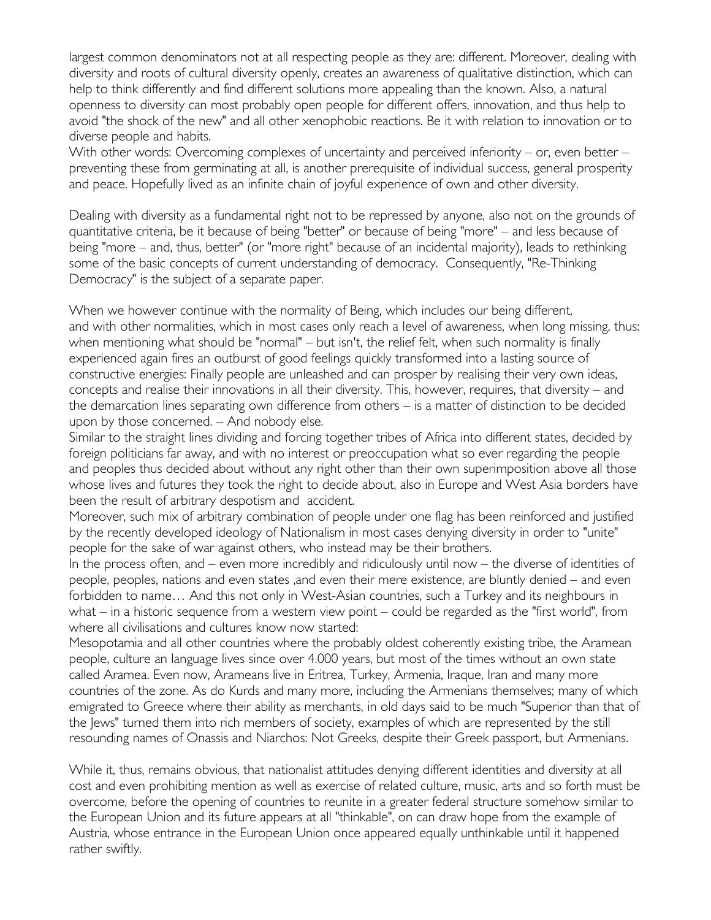largest common denominators not at all respecting people as they are: different. Moreover, dealing with diversity and roots of cultural diversity openly, creates an awareness of qualitative distinction, which can help to think differently and find different solutions more appealing than the known. Also, a natural openness to diversity can most probably open people for different offers, innovation, and thus help to avoid "the shock of the new" and all other xenophobic reactions. Be it with relation to innovation or to diverse people and habits.
With other words: Overcoming complexes of uncertainty and perceived inferiority – or, even better – preventing these from germinating at all, is another prerequisite of individual success, general prosperity and peace. Hopefully lived as an infinite chain of joyful experience of own and other diversity.

Dealing with diversity as a fundamental right not to be repressed by anyone, also not on the grounds of quantitative criteria, be it because of being "better" or because of being "more" – and less because of being "more – and, thus, better" (or "more right" because of an incidental majority), leads to rethinking some of the basic concepts of current understanding of democracy. Consequently, "Re-Thinking Democracy" is the subject of a separate paper.

When we however continue with the normality of Being, which includes our being different, and with other normalities, which in most cases only reach a level of awareness, when long missing, thus: when mentioning what should be "normal" – but isn't, the relief felt, when such normality is finally experienced again fires an outburst of good feelings quickly transformed into a lasting source of constructive energies: Finally people are unleashed and can prosper by realising their very own ideas, concepts and realise their innovations in all their diversity. This, however, requires, that diversity – and the demarcation lines separating own difference from others – is a matter of distinction to be decided upon by those concerned. – And nobody else.
Similar to the straight lines dividing and forcing together tribes of Africa into different states, decided by foreign politicians far away, and with no interest or preoccupation what so ever regarding the people and peoples thus decided about without any right other than their own superimposition above all those whose lives and futures they took the right to decide about, also in Europe and West Asia borders have been the result of arbitrary despotism and accident.
Moreover, such mix of arbitrary combination of people under one flag has been reinforced and justified by the recently developed ideology of Nationalism in most cases denying diversity in order to "unite" people for the sake of war against others, who instead may be their brothers.
In the process often, and – even more incredibly and ridiculously until now – the diverse of identities of people, peoples, nations and even states ,and even their mere existence, are bluntly denied – and even forbidden to name… And this not only in West-Asian countries, such a Turkey and its neighbours in what – in a historic sequence from a western view point – could be regarded as the "first world", from where all civilisations and cultures know now started:
Mesopotamia and all other countries where the probably oldest coherently existing tribe, the Aramean people, culture an language lives since over 4.000 years, but most of the times without an own state called Aramea. Even now, Arameans live in Eritrea, Turkey, Armenia, Iraque, Iran and many more countries of the zone. As do Kurds and many more, including the Armenians themselves; many of which emigrated to Greece where their ability as merchants, in old days said to be much "Superior than that of the Jews" turned them into rich members of society, examples of which are represented by the still resounding names of Onassis and Niarchos: Not Greeks, despite their Greek passport, but Armenians.

While it, thus, remains obvious, that nationalist attitudes denying different identities and diversity at all cost and even prohibiting mention as well as exercise of related culture, music, arts and so forth must be overcome, before the opening of countries to reunite in a greater federal structure somehow similar to the European Union and its future appears at all "thinkable", on can draw hope from the example of Austria, whose entrance in the European Union once appeared equally unthinkable until it happened rather swiftly.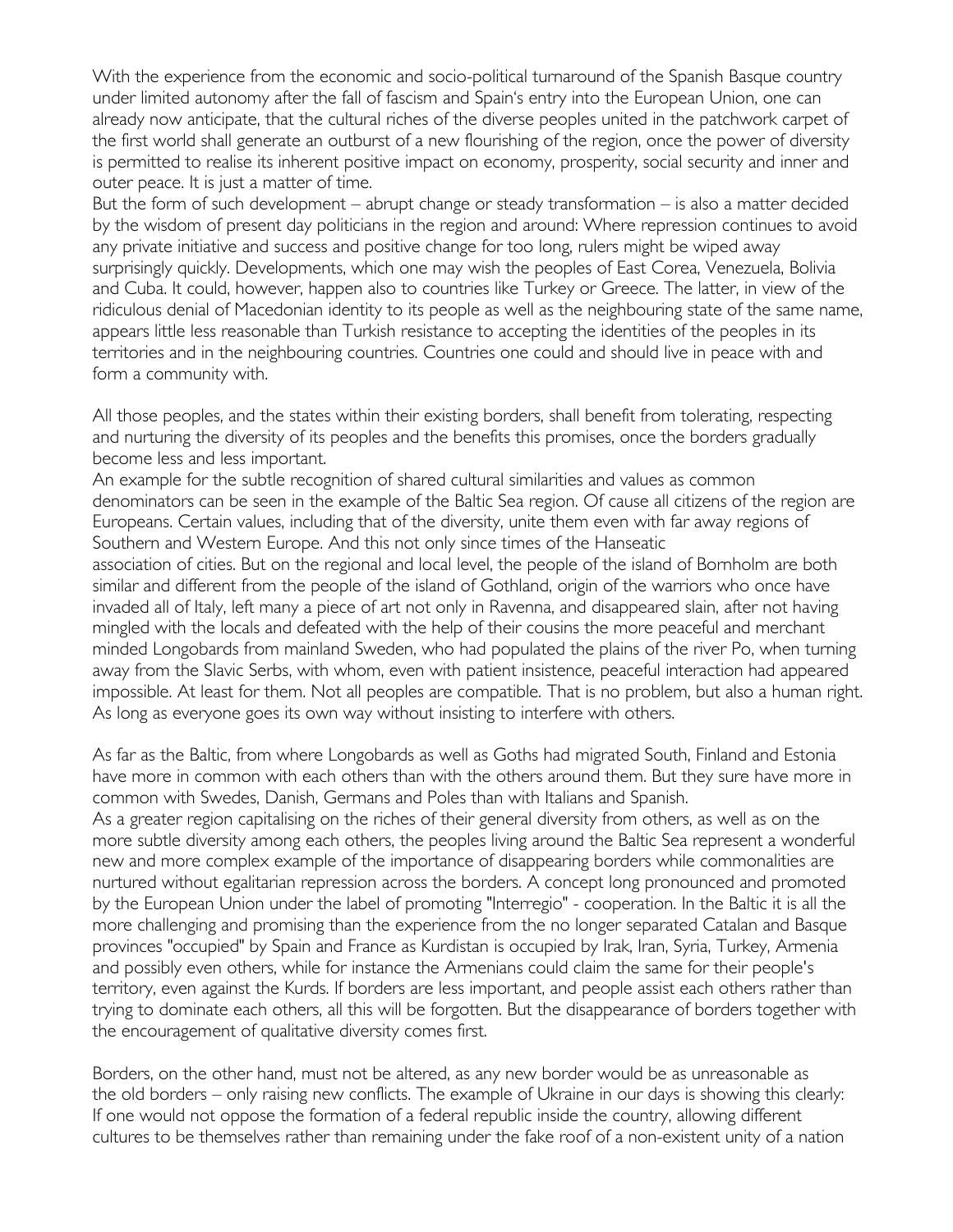With the experience from the economic and socio-political turnaround of the Spanish Basque country under limited autonomy after the fall of fascism and Spain's entry into the European Union, one can already now anticipate, that the cultural riches of the diverse peoples united in the patchwork carpet of the first world shall generate an outburst of a new flourishing of the region, once the power of diversity is permitted to realise its inherent positive impact on economy, prosperity, social security and inner and outer peace. It is just a matter of time.
But the form of such development – abrupt change or steady transformation – is also a matter decided by the wisdom of present day politicians in the region and around: Where repression continues to avoid any private initiative and success and positive change for too long, rulers might be wiped away surprisingly quickly. Developments, which one may wish the peoples of East Corea, Venezuela, Bolivia and Cuba. It could, however, happen also to countries like Turkey or Greece. The latter, in view of the ridiculous denial of Macedonian identity to its people as well as the neighbouring state of the same name, appears little less reasonable than Turkish resistance to accepting the identities of the peoples in its territories and in the neighbouring countries. Countries one could and should live in peace with and form a community with.

All those peoples, and the states within their existing borders, shall benefit from tolerating, respecting and nurturing the diversity of its peoples and the benefits this promises, once the borders gradually become less and less important.
An example for the subtle recognition of shared cultural similarities and values as common denominators can be seen in the example of the Baltic Sea region. Of cause all citizens of the region are Europeans. Certain values, including that of the diversity, unite them even with far away regions of Southern and Western Europe. And this not only since times of the Hanseatic association of cities. But on the regional and local level, the people of the island of Bornholm are both similar and different from the people of the island of Gothland, origin of the warriors who once have invaded all of Italy, left many a piece of art not only in Ravenna, and disappeared slain, after not having mingled with the locals and defeated with the help of their cousins the more peaceful and merchant minded Longobards from mainland Sweden, who had populated the plains of the river Po, when turning away from the Slavic Serbs, with whom, even with patient insistence, peaceful interaction had appeared impossible. At least for them. Not all peoples are compatible. That is no problem, but also a human right. As long as everyone goes its own way without insisting to interfere with others.

As far as the Baltic, from where Longobards as well as Goths had migrated South, Finland and Estonia have more in common with each others than with the others around them. But they sure have more in common with Swedes, Danish, Germans and Poles than with Italians and Spanish.
As a greater region capitalising on the riches of their general diversity from others, as well as on the more subtle diversity among each others, the peoples living around the Baltic Sea represent a wonderful new and more complex example of the importance of disappearing borders while commonalities are nurtured without egalitarian repression across the borders. A concept long pronounced and promoted by the European Union under the label of promoting "Interregio" - cooperation. In the Baltic it is all the more challenging and promising than the experience from the no longer separated Catalan and Basque provinces "occupied" by Spain and France as Kurdistan is occupied by Irak, Iran, Syria, Turkey, Armenia and possibly even others, while for instance the Armenians could claim the same for their people's territory, even against the Kurds. If borders are less important, and people assist each others rather than trying to dominate each others, all this will be forgotten. But the disappearance of borders together with the encouragement of qualitative diversity comes first.

Borders, on the other hand, must not be altered, as any new border would be as unreasonable as the old borders – only raising new conflicts. The example of Ukraine in our days is showing this clearly: If one would not oppose the formation of a federal republic inside the country, allowing different cultures to be themselves rather than remaining under the fake roof of a non-existent unity of a nation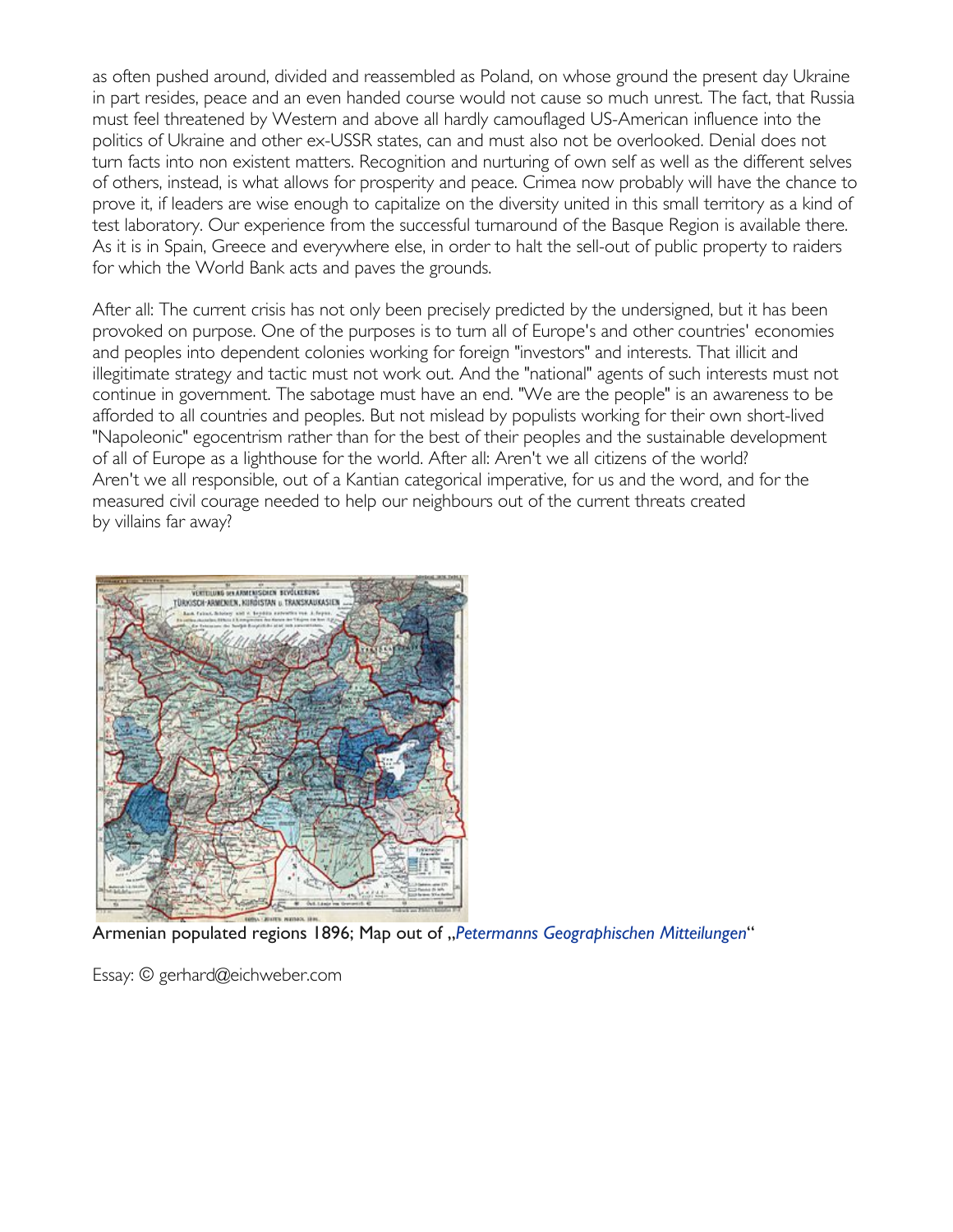as often pushed around, divided and reassembled as Poland, on whose ground the present day Ukraine in part resides, peace and an even handed course would not cause so much unrest. The fact, that Russia must feel threatened by Western and above all hardly camouflaged US-American influence into the politics of Ukraine and other ex-USSR states, can and must also not be overlooked. Denial does not turn facts into non existent matters. Recognition and nurturing of own self as well as the different selves of others, instead, is what allows for prosperity and peace. Crimea now probably will have the chance to prove it, if leaders are wise enough to capitalize on the diversity united in this small territory as a kind of test laboratory. Our experience from the successful turnaround of the Basque Region is available there. As it is in Spain, Greece and everywhere else, in order to halt the sell-out of public property to raiders for which the World Bank acts and paves the grounds.

After all: The current crisis has not only been precisely predicted by the undersigned, but it has been provoked on purpose. One of the purposes is to turn all of Europe's and other countries' economies and peoples into dependent colonies working for foreign "investors" and interests. That illicit and illegitimate strategy and tactic must not work out. And the "national" agents of such interests must not continue in government. The sabotage must have an end. "We are the people" is an awareness to be afforded to all countries and peoples. But not mislead by populists working for their own short-lived "Napoleonic" egocentrism rather than for the best of their peoples and the sustainable development of all of Europe as a lighthouse for the world. After all: Aren't we all citizens of the world? Aren't we all responsible, out of a Kantian categorical imperative, for us and the word, and for the measured civil courage needed to help our neighbours out of the current threats created by villains far away?

Armenian populated regions 1896; Map out of „*Petermanns Geographischen Mitteilungen*"

Essay: © gerhard@eichweber.com